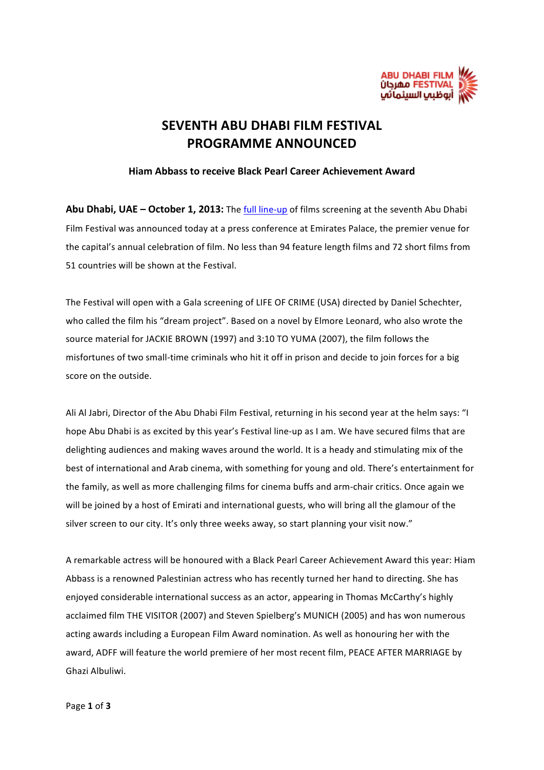# SEVENTH ABU DHABI FILM FESTIVAL PROGRAMME ANNOUNCED

### Hiam Abbass to receive Black Pearl Career Achievement Award

**Abu Dhabi, UAE – October 1, 2013:** The full line-up of films screening at the seventh Abu Dhabi Film Festival was announced today at a press conference at Emirates Palace, the premier venue for the capital's annual celebration of film. No less than 94 feature length films and 72 short films from 51 countries will be shown at the Festival.

The Festival will open with a Gala screening of LIFE OF CRIME (USA) directed by Daniel Schechter, who called the film his "dream project". Based on a novel by Elmore Leonard, who also wrote the source material for JACKIE BROWN (1997) and 3:10 TO YUMA (2007), the film follows the misfortunes of two small-time criminals who hit it off in prison and decide to join forces for a big score on the outside.

Ali Al Jabri, Director of the Abu Dhabi Film Festival, returning in his second year at the helm says: "I hope Abu Dhabi is as excited by this year's Festival line-up as I am. We have secured films that are delighting audiences and making waves around the world. It is a heady and stimulating mix of the best of international and Arab cinema, with something for young and old. There's entertainment for the family, as well as more challenging films for cinema buffs and arm-chair critics. Once again we will be joined by a host of Emirati and international guests, who will bring all the glamour of the silver screen to our city. It's only three weeks away, so start planning your visit now."

A remarkable actress will be honoured with a Black Pearl Career Achievement Award this year: Hiam Abbass is a renowned Palestinian actress who has recently turned her hand to directing. She has enjoyed considerable international success as an actor, appearing in Thomas McCarthy's highly acclaimed film THE VISITOR (2007) and Steven Spielberg's MUNICH (2005) and has won numerous acting awards including a European Film Award nomination. As well as honouring her with the award, ADFF will feature the world premiere of her most recent film, PEACE AFTER MARRIAGE by Ghazi Albuliwi.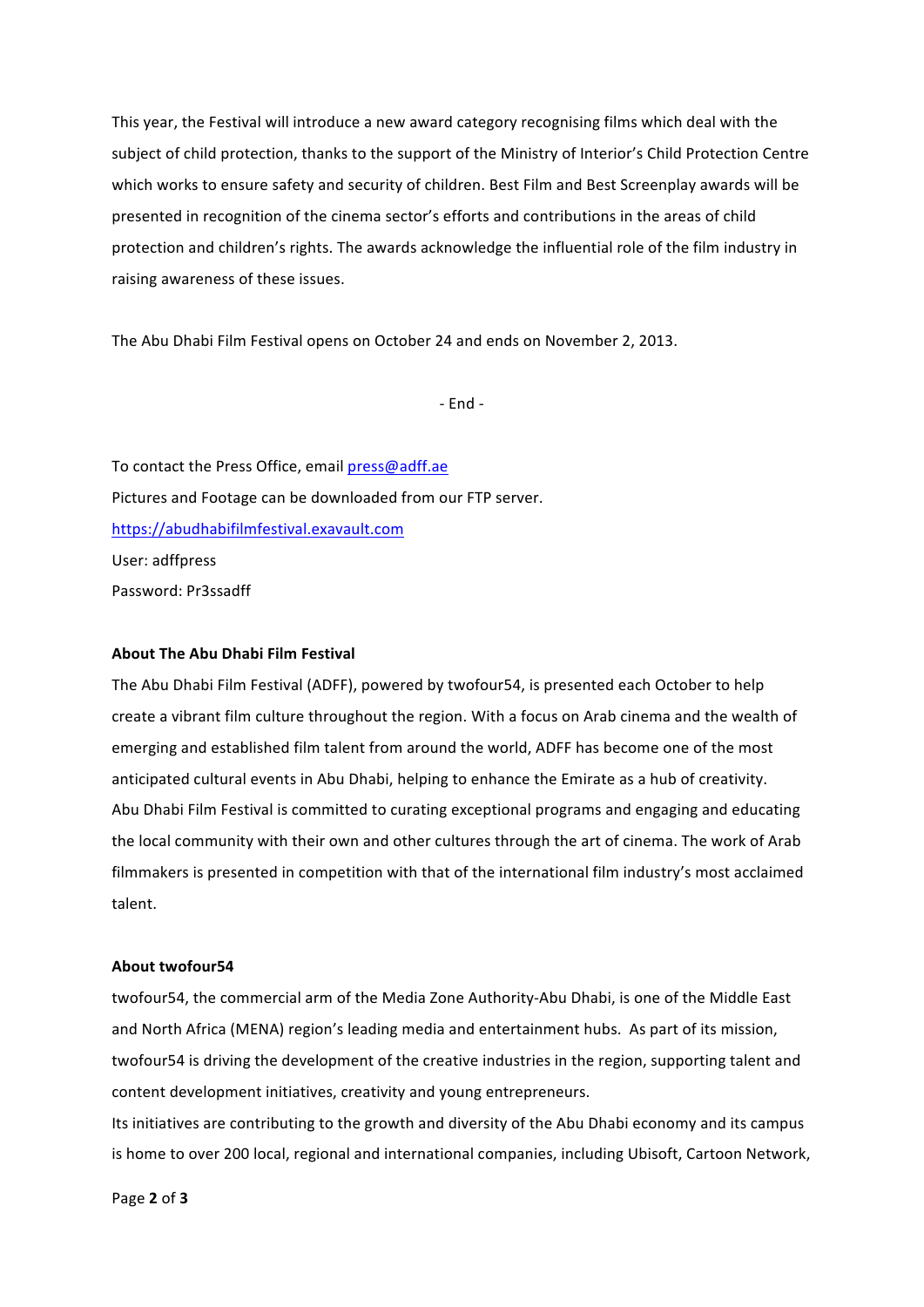This year, the Festival will introduce a new award category recognising films which deal with the subject of child protection, thanks to the support of the Ministry of Interior's Child Protection Centre which works to ensure safety and security of children. Best Film and Best Screenplay awards will be presented in recognition of the cinema sector's efforts and contributions in the areas of child protection and children's rights. The awards acknowledge the influential role of the film industry in raising awareness of these issues.

The Abu Dhabi Film Festival opens on October 24 and ends on November 2, 2013.

- End -

To contact the Press Office, email press@adff.ae

Pictures and Footage can be downloaded from our FTP server.

https://abudhabifilmfestival.exavault.com

User: adffpress

Password: Pr3ssadff

**About The Abu Dhabi Film Festival**

The Abu Dhabi Film Festival (ADFF), powered by twofour54, is presented each October to help create a vibrant film culture throughout the region. With a focus on Arab cinema and the wealth of emerging and established film talent from around the world, ADFF has become one of the most anticipated cultural events in Abu Dhabi, helping to enhance the Emirate as a hub of creativity.
Abu Dhabi Film Festival is committed to curating exceptional programs and engaging and educating the local community with their own and other cultures through the art of cinema. The work of Arab filmmakers is presented in competition with that of the international film industry's most acclaimed talent.

**About twofour54**

twofour54, the commercial arm of the Media Zone Authority-Abu Dhabi, is one of the Middle East and North Africa (MENA) region's leading media and entertainment hubs. As part of its mission, twofour54 is driving the development of the creative industries in the region, supporting talent and content development initiatives, creativity and young entrepreneurs.
Its initiatives are contributing to the growth and diversity of the Abu Dhabi economy and its campus is home to over 200 local, regional and international companies, including Ubisoft, Cartoon Network,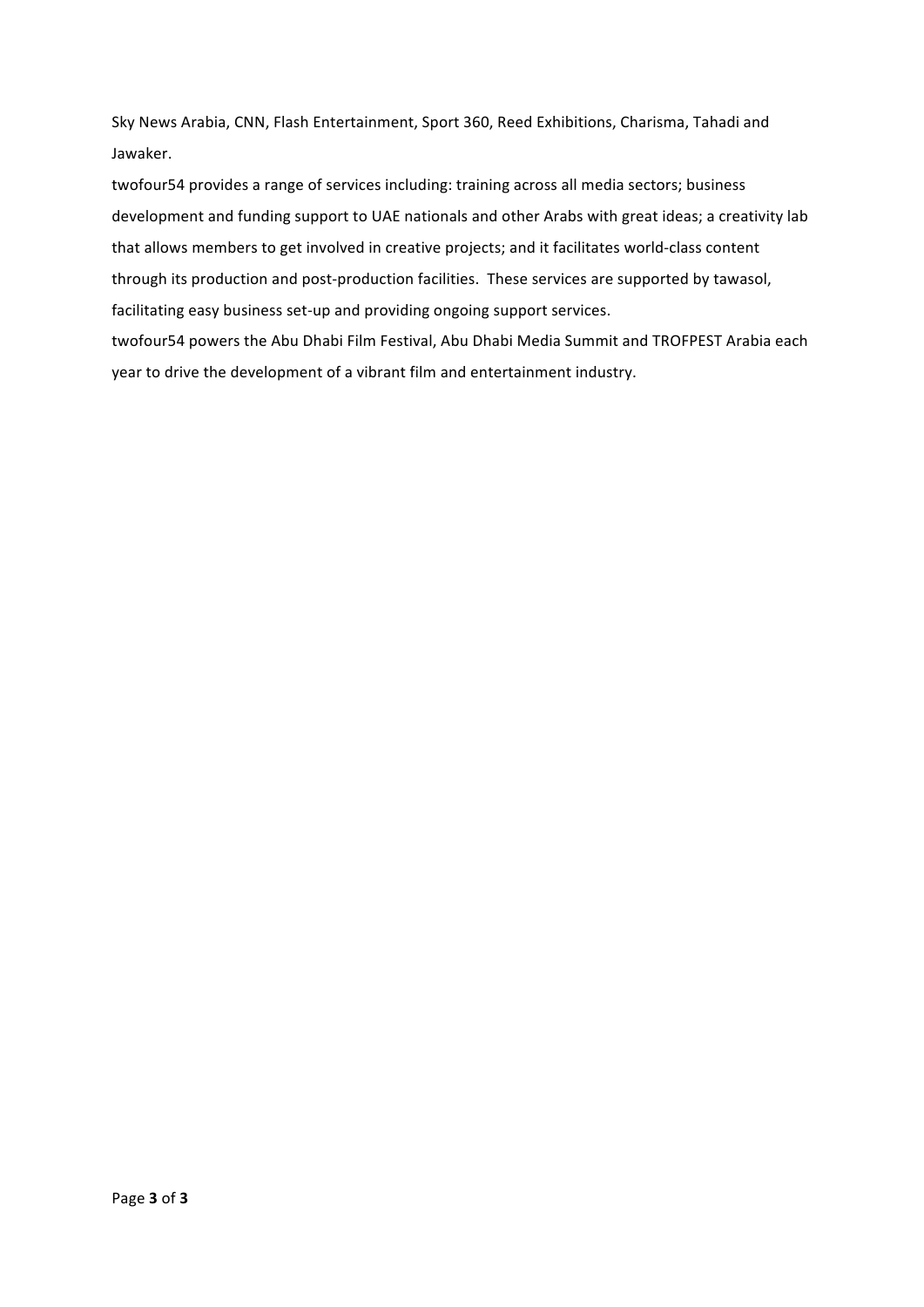Sky News Arabia, CNN, Flash Entertainment, Sport 360, Reed Exhibitions, Charisma, Tahadi and Jawaker.

twofour54 provides a range of services including: training across all media sectors; business development and funding support to UAE nationals and other Arabs with great ideas; a creativity lab that allows members to get involved in creative projects; and it facilitates world-class content through its production and post-production facilities. These services are supported by tawasol, facilitating easy business set-up and providing ongoing support services.

twofour54 powers the Abu Dhabi Film Festival, Abu Dhabi Media Summit and TROFPEST Arabia each year to drive the development of a vibrant film and entertainment industry.